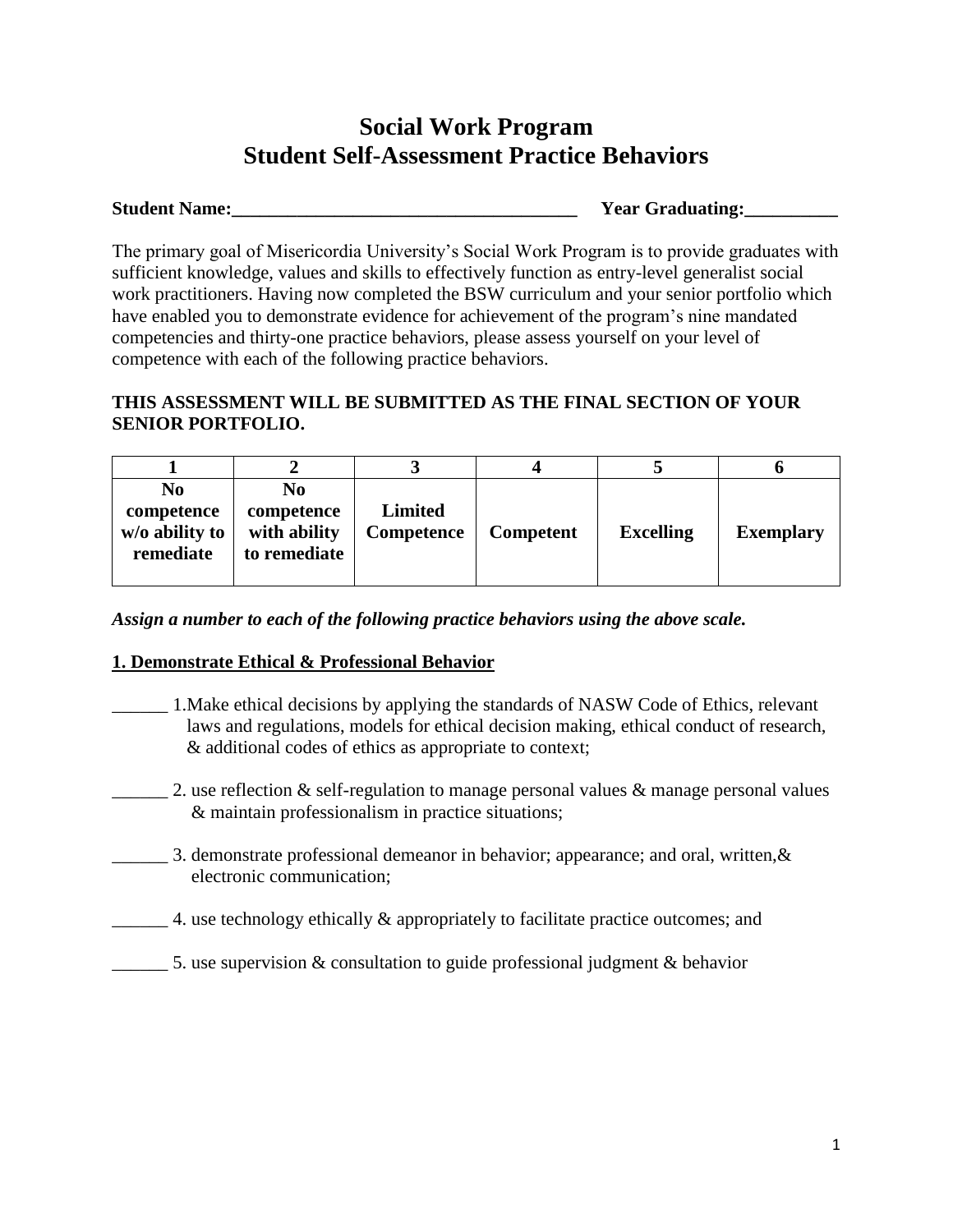# Social Work Program
# Student Self-Assessment Practice Behaviors

**Student Name:_____________________________________ Year Graduating:__________**

The primary goal of Misericordia University's Social Work Program is to provide graduates with sufficient knowledge, values and skills to effectively function as entry-level generalist social work practitioners. Having now completed the BSW curriculum and your senior portfolio which have enabled you to demonstrate evidence for achievement of the program's nine mandated competencies and thirty-one practice behaviors, please assess yourself on your level of competence with each of the following practice behaviors.

**THIS ASSESSMENT WILL BE SUBMITTED AS THE FINAL SECTION OF YOUR SENIOR PORTFOLIO.**

| 1 | 2 | 3 | 4 | 5 | 6 |
|---|---|---|---|---|---|
| **No competence w/o ability to remediate** | **No competence with ability to remediate** | **Limited Competence** | **Competent** | **Excelling** | **Exemplary** |

***Assign a number to each of the following practice behaviors using the above scale.***

**<u>1. Demonstrate Ethical & Professional Behavior</u>**

______ 1.Make ethical decisions by applying the standards of NASW Code of Ethics, relevant laws and regulations, models for ethical decision making, ethical conduct of research, & additional codes of ethics as appropriate to context;

______ 2. use reflection & self-regulation to manage personal values & manage personal values & maintain professionalism in practice situations;

______ 3. demonstrate professional demeanor in behavior; appearance; and oral, written,& electronic communication;

______ 4. use technology ethically & appropriately to facilitate practice outcomes; and

______ 5. use supervision & consultation to guide professional judgment & behavior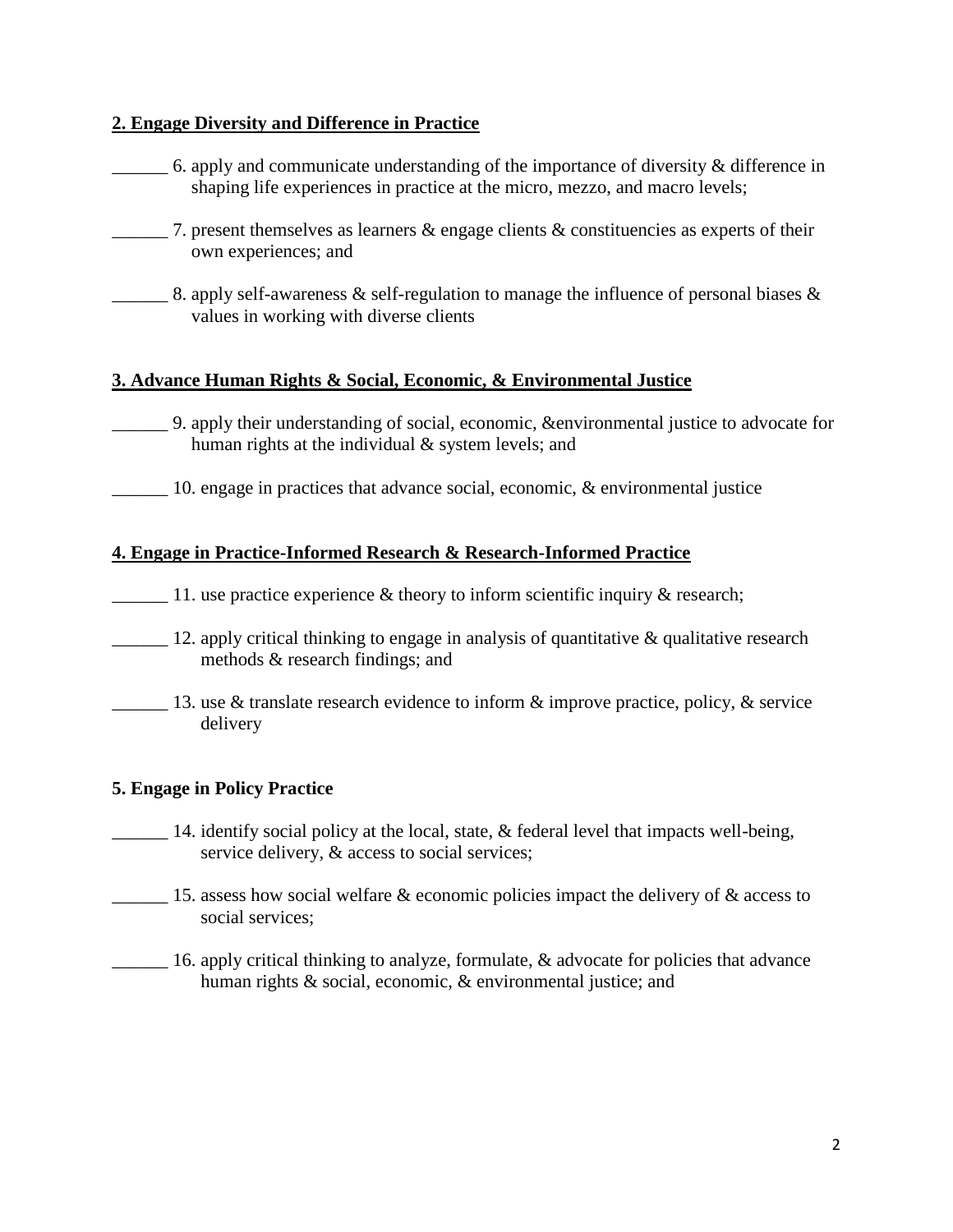**2. Engage Diversity and Difference in Practice**

______ 6. apply and communicate understanding of the importance of diversity & difference in shaping life experiences in practice at the micro, mezzo, and macro levels;

______ 7. present themselves as learners & engage clients & constituencies as experts of their own experiences; and

______ 8. apply self-awareness & self-regulation to manage the influence of personal biases & values in working with diverse clients

**3. Advance Human Rights & Social, Economic, & Environmental Justice**

______ 9. apply their understanding of social, economic, &environmental justice to advocate for human rights at the individual & system levels; and

______ 10. engage in practices that advance social, economic, & environmental justice

**4. Engage in Practice-Informed Research & Research-Informed Practice**

______ 11. use practice experience & theory to inform scientific inquiry & research;

______ 12. apply critical thinking to engage in analysis of quantitative & qualitative research methods & research findings; and

______ 13. use & translate research evidence to inform & improve practice, policy, & service delivery

**5. Engage in Policy Practice**

______ 14. identify social policy at the local, state, & federal level that impacts well-being, service delivery, & access to social services;

______ 15. assess how social welfare & economic policies impact the delivery of & access to social services;

______ 16. apply critical thinking to analyze, formulate, & advocate for policies that advance human rights & social, economic, & environmental justice; and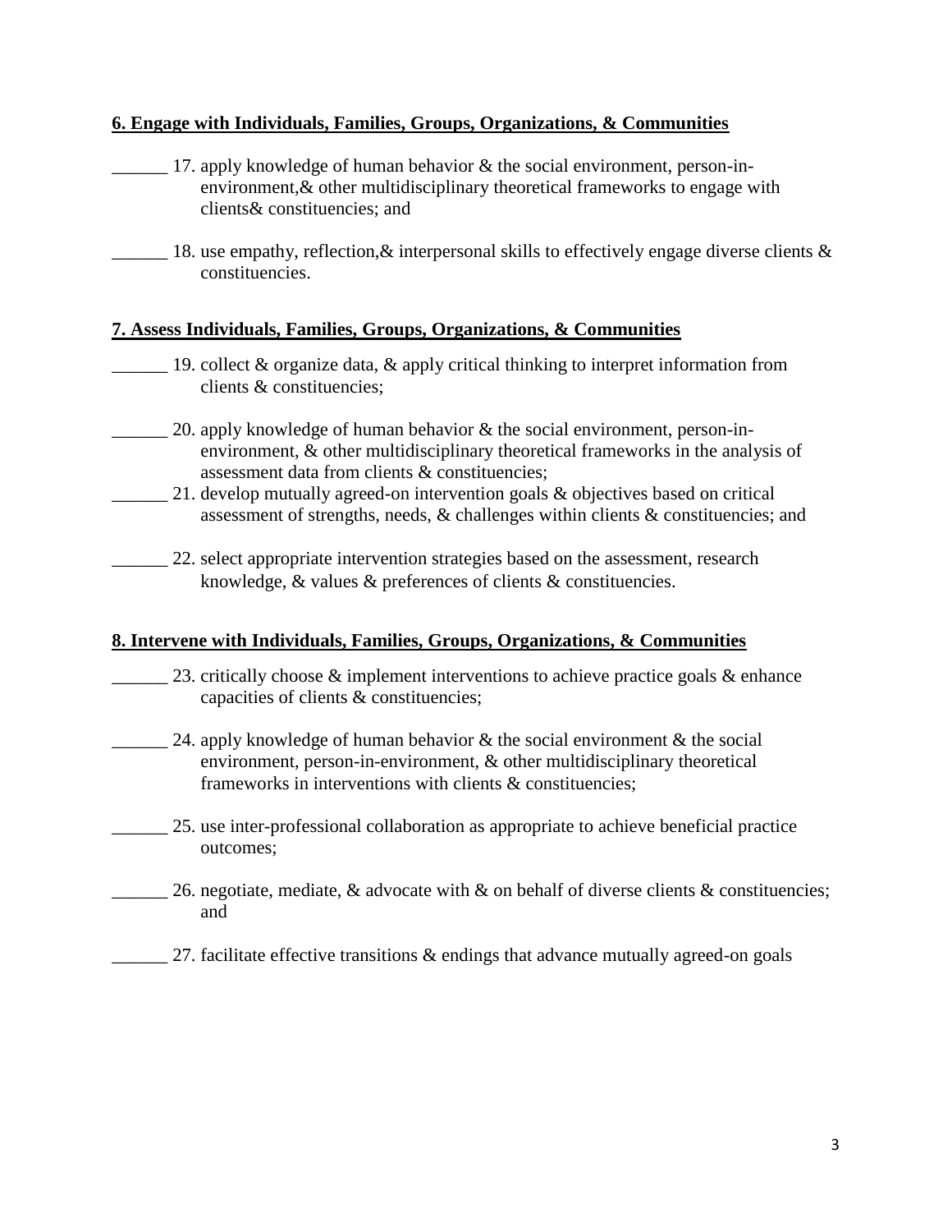**6. Engage with Individuals, Families, Groups, Organizations, & Communities**

______ 17. apply knowledge of human behavior & the social environment, person-in-environment,& other multidisciplinary theoretical frameworks to engage with clients& constituencies; and

______ 18. use empathy, reflection,& interpersonal skills to effectively engage diverse clients & constituencies.

**7. Assess Individuals, Families, Groups, Organizations, & Communities**

______ 19. collect & organize data, & apply critical thinking to interpret information from clients & constituencies;

______ 20. apply knowledge of human behavior & the social environment, person-in-environment, & other multidisciplinary theoretical frameworks in the analysis of assessment data from clients & constituencies;

______ 21. develop mutually agreed-on intervention goals & objectives based on critical assessment of strengths, needs, & challenges within clients & constituencies; and

______ 22. select appropriate intervention strategies based on the assessment, research knowledge, & values & preferences of clients & constituencies.

**8. Intervene with Individuals, Families, Groups, Organizations, & Communities**

______ 23. critically choose & implement interventions to achieve practice goals & enhance capacities of clients & constituencies;

______ 24. apply knowledge of human behavior & the social environment & the social environment, person-in-environment, & other multidisciplinary theoretical frameworks in interventions with clients & constituencies;

______ 25. use inter-professional collaboration as appropriate to achieve beneficial practice outcomes;

______ 26. negotiate, mediate, & advocate with & on behalf of diverse clients & constituencies; and

______ 27. facilitate effective transitions & endings that advance mutually agreed-on goals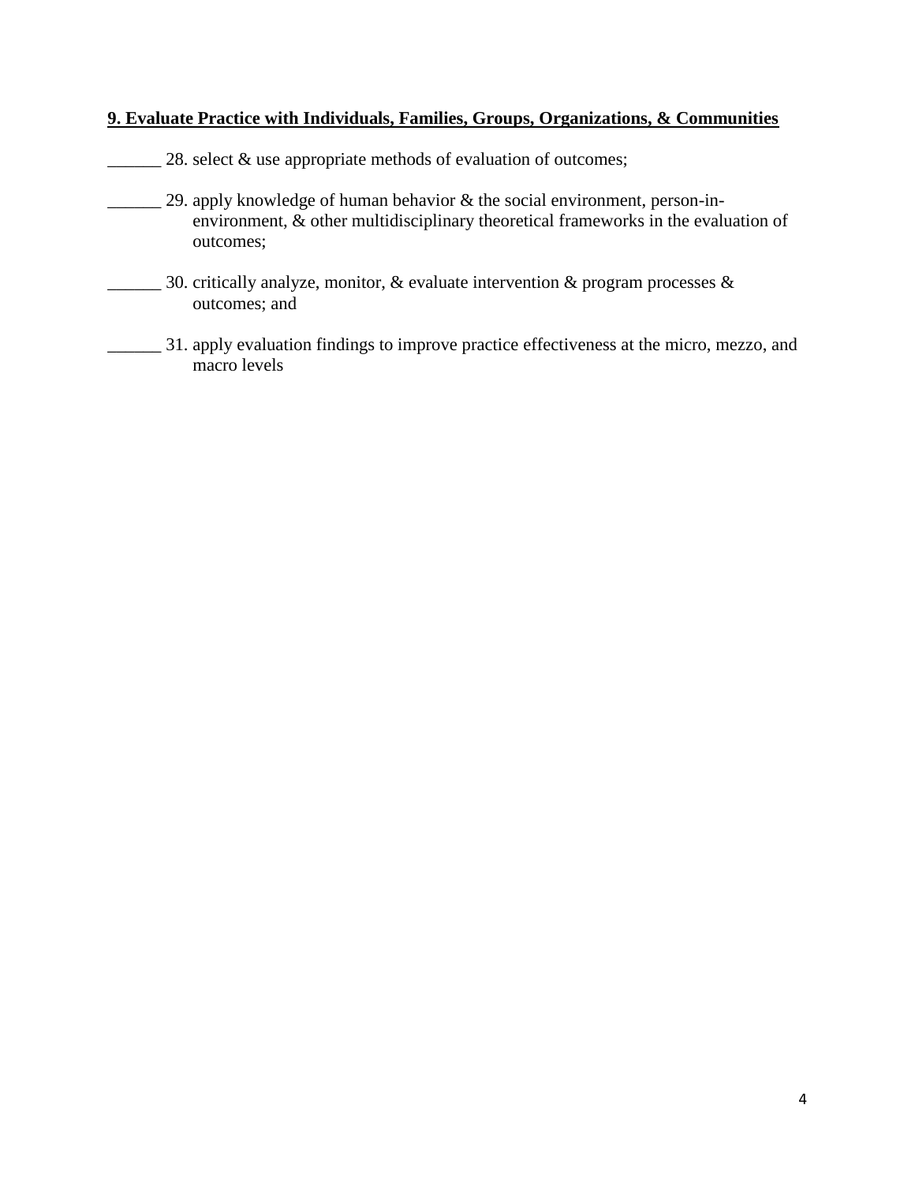**9. Evaluate Practice with Individuals, Families, Groups, Organizations, & Communities**

______ 28. select & use appropriate methods of evaluation of outcomes;

______ 29. apply knowledge of human behavior & the social environment, person-in-environment, & other multidisciplinary theoretical frameworks in the evaluation of outcomes;

______ 30. critically analyze, monitor, & evaluate intervention & program processes & outcomes; and

______ 31. apply evaluation findings to improve practice effectiveness at the micro, mezzo, and macro levels